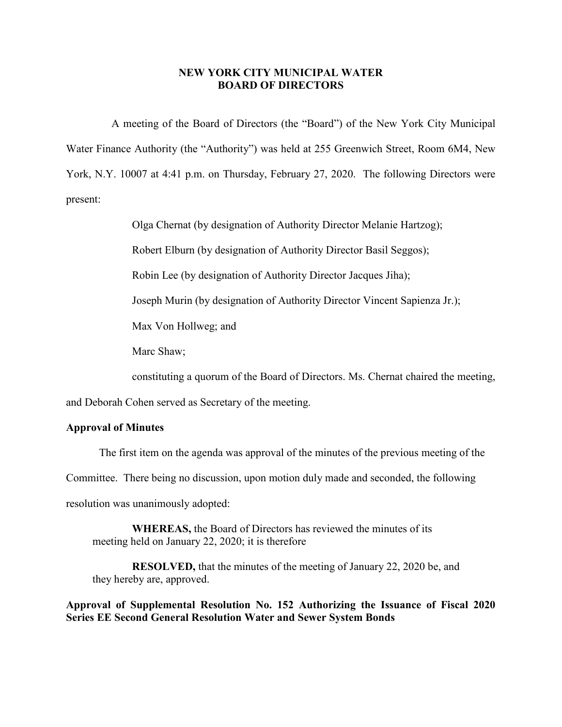# NEW YORK CITY MUNICIPAL WATER
# BOARD OF DIRECTORS

A meeting of the Board of Directors (the "Board") of the New York City Municipal Water Finance Authority (the "Authority") was held at 255 Greenwich Street, Room 6M4, New York, N.Y. 10007 at 4:41 p.m. on Thursday, February 27, 2020. The following Directors were present:

Olga Chernat (by designation of Authority Director Melanie Hartzog);

Robert Elburn (by designation of Authority Director Basil Seggos);

Robin Lee (by designation of Authority Director Jacques Jiha);

Joseph Murin (by designation of Authority Director Vincent Sapienza Jr.);

Max Von Hollweg; and

Marc Shaw;

constituting a quorum of the Board of Directors. Ms. Chernat chaired the meeting, and Deborah Cohen served as Secretary of the meeting.

**Approval of Minutes**

The first item on the agenda was approval of the minutes of the previous meeting of the Committee. There being no discussion, upon motion duly made and seconded, the following resolution was unanimously adopted:

> **WHEREAS,** the Board of Directors has reviewed the minutes of its meeting held on January 22, 2020; it is therefore
>
> **RESOLVED,** that the minutes of the meeting of January 22, 2020 be, and they hereby are, approved.

**Approval of Supplemental Resolution No. 152 Authorizing the Issuance of Fiscal 2020 Series EE Second General Resolution Water and Sewer System Bonds**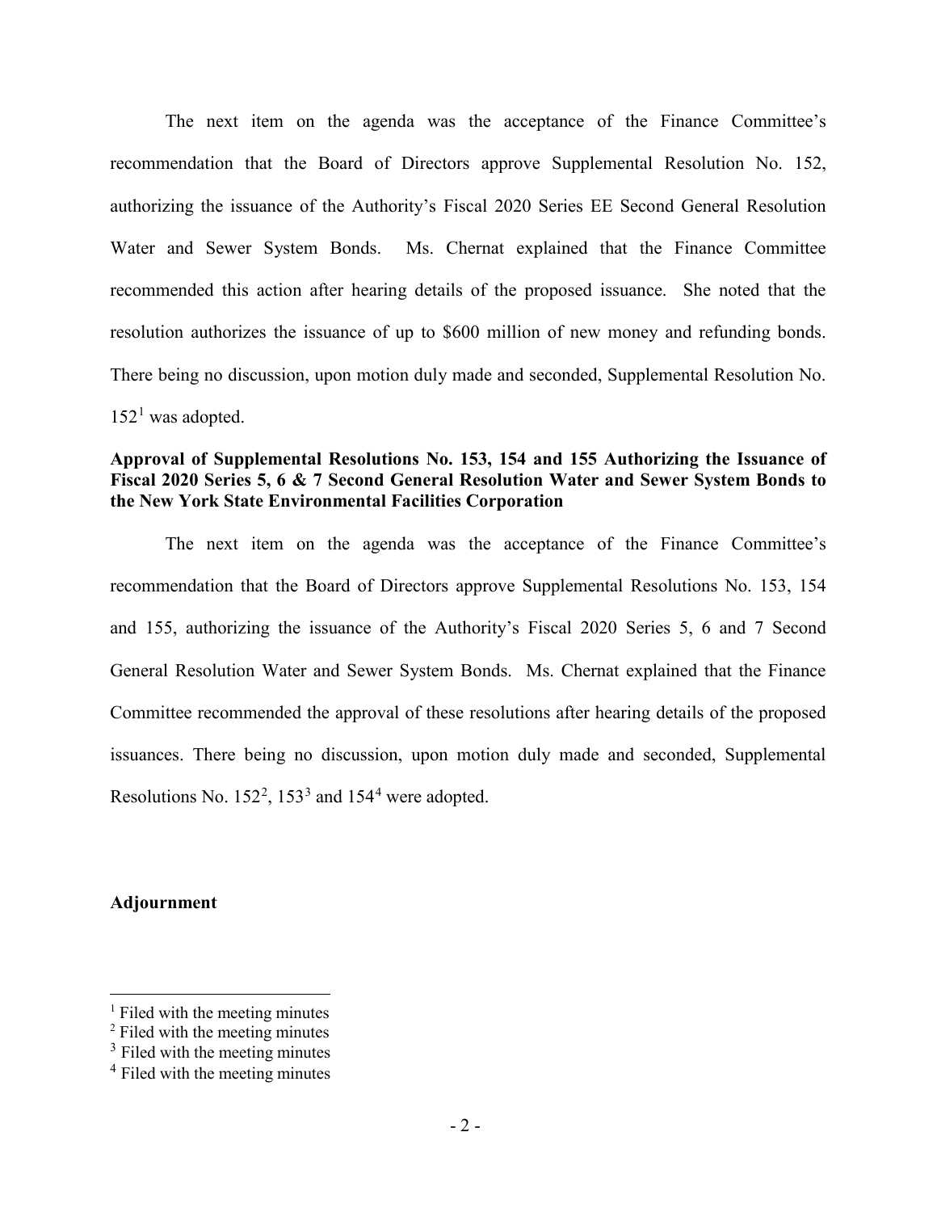The next item on the agenda was the acceptance of the Finance Committee's recommendation that the Board of Directors approve Supplemental Resolution No. 152, authorizing the issuance of the Authority's Fiscal 2020 Series EE Second General Resolution Water and Sewer System Bonds. Ms. Chernat explained that the Finance Committee recommended this action after hearing details of the proposed issuance. She noted that the resolution authorizes the issuance of up to $600 million of new money and refunding bonds. There being no discussion, upon motion duly made and seconded, Supplemental Resolution No. 152[1] was adopted.

**Approval of Supplemental Resolutions No. 153, 154 and 155 Authorizing the Issuance of Fiscal 2020 Series 5, 6 & 7 Second General Resolution Water and Sewer System Bonds to the New York State Environmental Facilities Corporation**

The next item on the agenda was the acceptance of the Finance Committee's recommendation that the Board of Directors approve Supplemental Resolutions No. 153, 154 and 155, authorizing the issuance of the Authority's Fiscal 2020 Series 5, 6 and 7 Second General Resolution Water and Sewer System Bonds. Ms. Chernat explained that the Finance Committee recommended the approval of these resolutions after hearing details of the proposed issuances. There being no discussion, upon motion duly made and seconded, Supplemental Resolutions No. 152[2], 153[3] and 154[4] were adopted.

**Adjournment**

---

[1] Filed with the meeting minutes

[2] Filed with the meeting minutes

[3] Filed with the meeting minutes

[4] Filed with the meeting minutes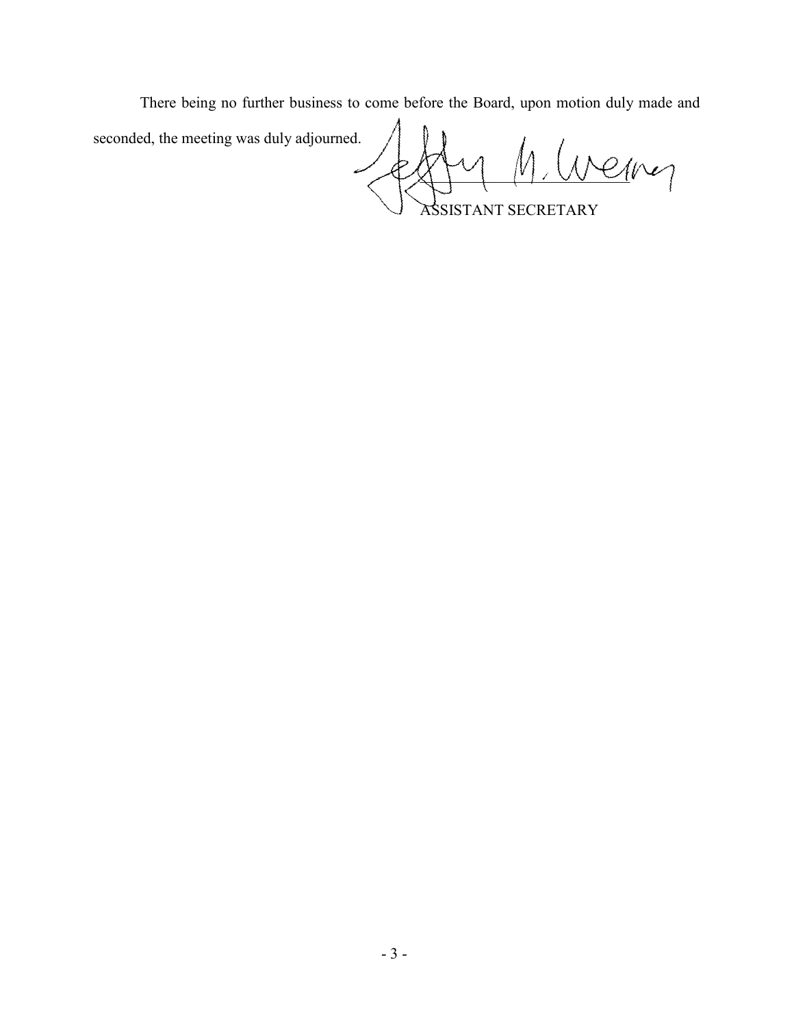There being no further business to come before the Board, upon motion duly made and seconded, the meeting was duly adjourned.

ASSISTANT SECRETARY